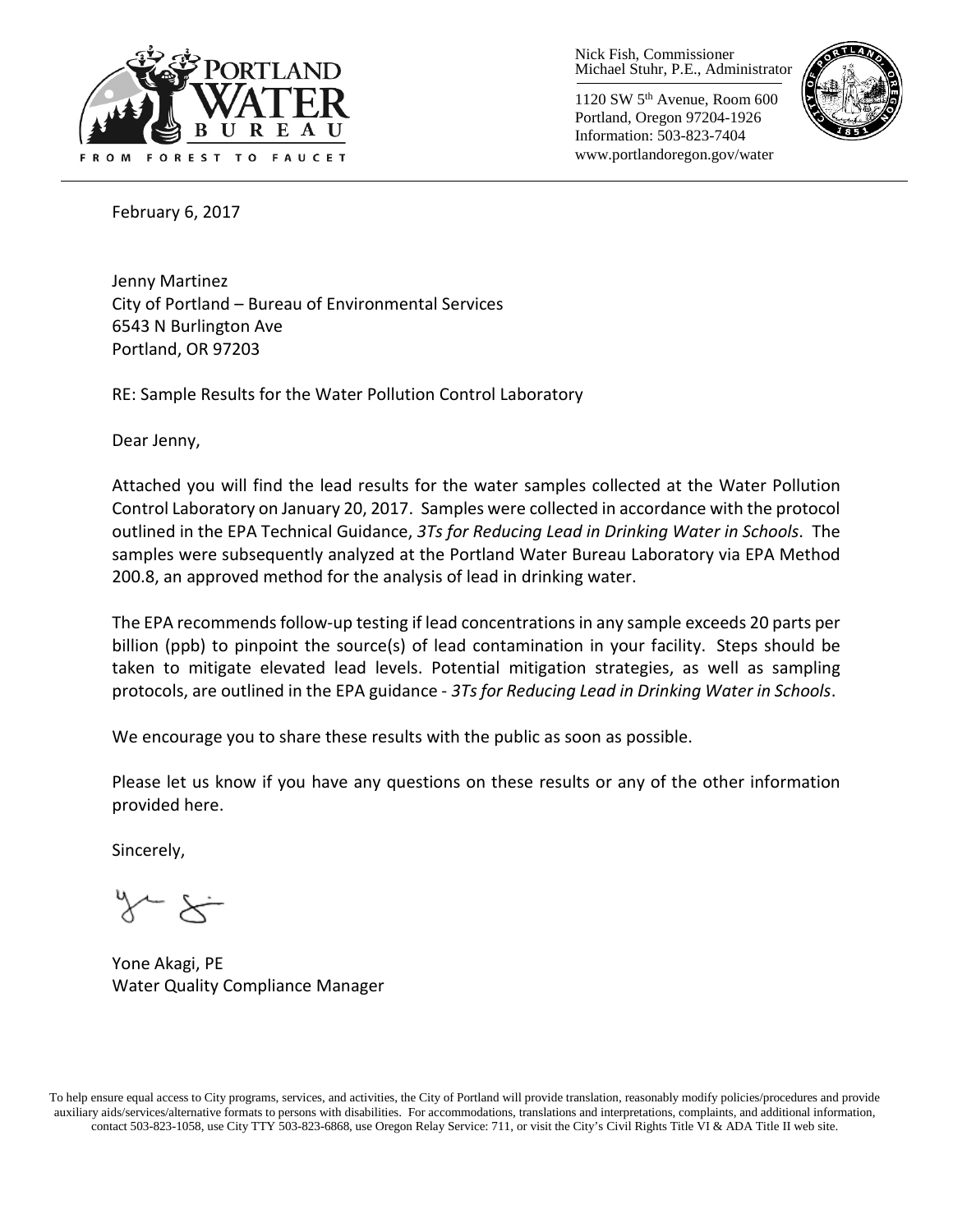Nick Fish, Commissioner
Michael Stuhr, P.E., Administrator

1120 SW 5th Avenue, Room 600
Portland, Oregon 97204-1926
Information: 503-823-7404
www.portlandoregon.gov/water

February 6, 2017

Jenny Martinez
City of Portland – Bureau of Environmental Services
6543 N Burlington Ave
Portland, OR 97203

RE: Sample Results for the Water Pollution Control Laboratory

Dear Jenny,

Attached you will find the lead results for the water samples collected at the Water Pollution Control Laboratory on January 20, 2017. Samples were collected in accordance with the protocol outlined in the EPA Technical Guidance, *3Ts for Reducing Lead in Drinking Water in Schools*. The samples were subsequently analyzed at the Portland Water Bureau Laboratory via EPA Method 200.8, an approved method for the analysis of lead in drinking water.

The EPA recommends follow-up testing if lead concentrations in any sample exceeds 20 parts per billion (ppb) to pinpoint the source(s) of lead contamination in your facility. Steps should be taken to mitigate elevated lead levels. Potential mitigation strategies, as well as sampling protocols, are outlined in the EPA guidance - *3Ts for Reducing Lead in Drinking Water in Schools*.

We encourage you to share these results with the public as soon as possible.

Please let us know if you have any questions on these results or any of the other information provided here.

Sincerely,

Yone Akagi, PE
Water Quality Compliance Manager

To help ensure equal access to City programs, services, and activities, the City of Portland will provide translation, reasonably modify policies/procedures and provide auxiliary aids/services/alternative formats to persons with disabilities. For accommodations, translations and interpretations, complaints, and additional information, contact 503-823-1058, use City TTY 503-823-6868, use Oregon Relay Service: 711, or visit the City's Civil Rights Title VI & ADA Title II web site.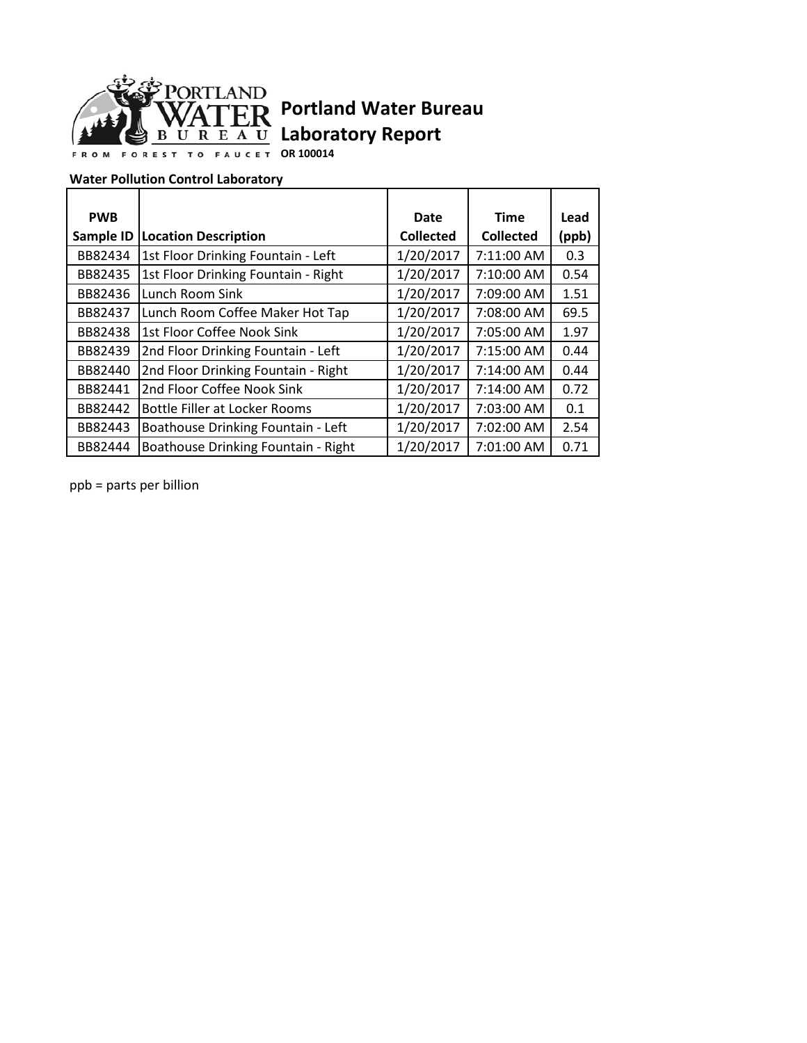PORTLAND WATER BUREAU

FROM FOREST TO FAUCET

# Portland Water Bureau Laboratory Report

**OR 100014**

**Water Pollution Control Laboratory**

| PWB Sample ID | Location Description | Date Collected | Time Collected | Lead (ppb) |
|---|---|---|---|---|
| BB82434 | 1st Floor Drinking Fountain - Left | 1/20/2017 | 7:11:00 AM | 0.3 |
| BB82435 | 1st Floor Drinking Fountain - Right | 1/20/2017 | 7:10:00 AM | 0.54 |
| BB82436 | Lunch Room Sink | 1/20/2017 | 7:09:00 AM | 1.51 |
| BB82437 | Lunch Room Coffee Maker Hot Tap | 1/20/2017 | 7:08:00 AM | 69.5 |
| BB82438 | 1st Floor Coffee Nook Sink | 1/20/2017 | 7:05:00 AM | 1.97 |
| BB82439 | 2nd Floor Drinking Fountain - Left | 1/20/2017 | 7:15:00 AM | 0.44 |
| BB82440 | 2nd Floor Drinking Fountain - Right | 1/20/2017 | 7:14:00 AM | 0.44 |
| BB82441 | 2nd Floor Coffee Nook Sink | 1/20/2017 | 7:14:00 AM | 0.72 |
| BB82442 | Bottle Filler at Locker Rooms | 1/20/2017 | 7:03:00 AM | 0.1 |
| BB82443 | Boathouse Drinking Fountain - Left | 1/20/2017 | 7:02:00 AM | 2.54 |
| BB82444 | Boathouse Drinking Fountain - Right | 1/20/2017 | 7:01:00 AM | 0.71 |

ppb = parts per billion